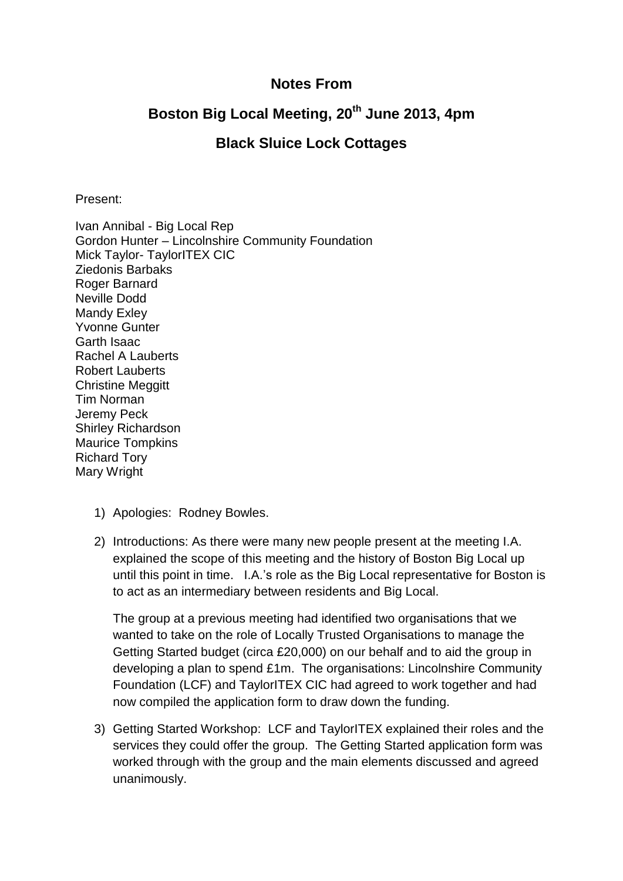# Notes From

# Boston Big Local Meeting, 20th June 2013, 4pm

# Black Sluice Lock Cottages

Present:

Ivan Annibal - Big Local Rep
Gordon Hunter – Lincolnshire Community Foundation
Mick Taylor- TaylorITEX CIC
Ziedonis Barbaks
Roger Barnard
Neville Dodd
Mandy Exley
Yvonne Gunter
Garth Isaac
Rachel A Lauberts
Robert Lauberts
Christine Meggitt
Tim Norman
Jeremy Peck
Shirley Richardson
Maurice Tompkins
Richard Tory
Mary Wright

1) Apologies: Rodney Bowles.

2) Introductions: As there were many new people present at the meeting I.A. explained the scope of this meeting and the history of Boston Big Local up until this point in time. I.A.'s role as the Big Local representative for Boston is to act as an intermediary between residents and Big Local.

   The group at a previous meeting had identified two organisations that we wanted to take on the role of Locally Trusted Organisations to manage the Getting Started budget (circa £20,000) on our behalf and to aid the group in developing a plan to spend £1m. The organisations: Lincolnshire Community Foundation (LCF) and TaylorITEX CIC had agreed to work together and had now compiled the application form to draw down the funding.

3) Getting Started Workshop: LCF and TaylorITEX explained their roles and the services they could offer the group. The Getting Started application form was worked through with the group and the main elements discussed and agreed unanimously.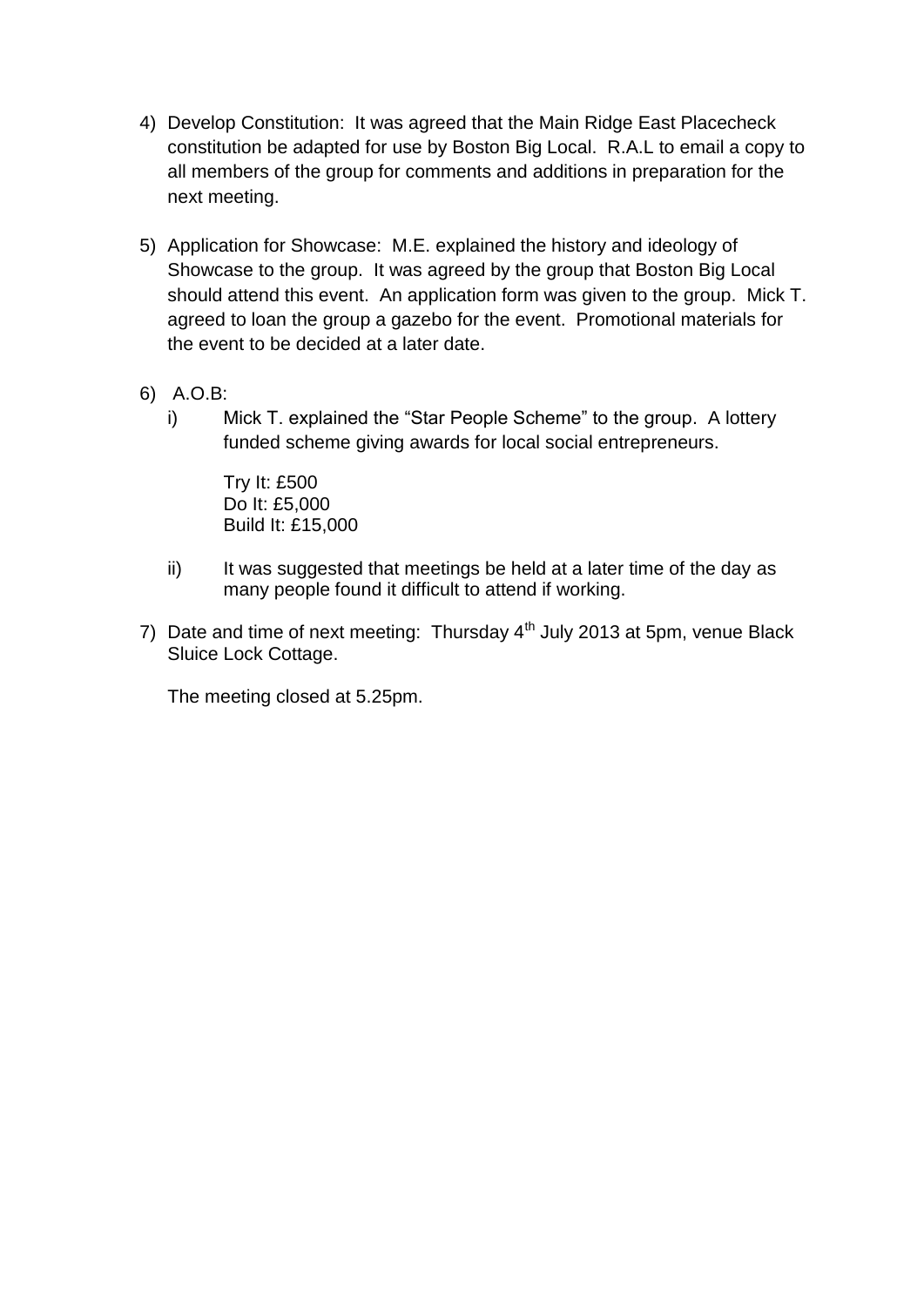4) Develop Constitution: It was agreed that the Main Ridge East Placecheck constitution be adapted for use by Boston Big Local. R.A.L to email a copy to all members of the group for comments and additions in preparation for the next meeting.

5) Application for Showcase: M.E. explained the history and ideology of Showcase to the group. It was agreed by the group that Boston Big Local should attend this event. An application form was given to the group. Mick T. agreed to loan the group a gazebo for the event. Promotional materials for the event to be decided at a later date.

6) A.O.B:

   i) Mick T. explained the "Star People Scheme" to the group. A lottery funded scheme giving awards for local social entrepreneurs.

      Try It: £500
      Do It: £5,000
      Build It: £15,000

   ii) It was suggested that meetings be held at a later time of the day as many people found it difficult to attend if working.

7) Date and time of next meeting: Thursday 4th July 2013 at 5pm, venue Black Sluice Lock Cottage.

   The meeting closed at 5.25pm.